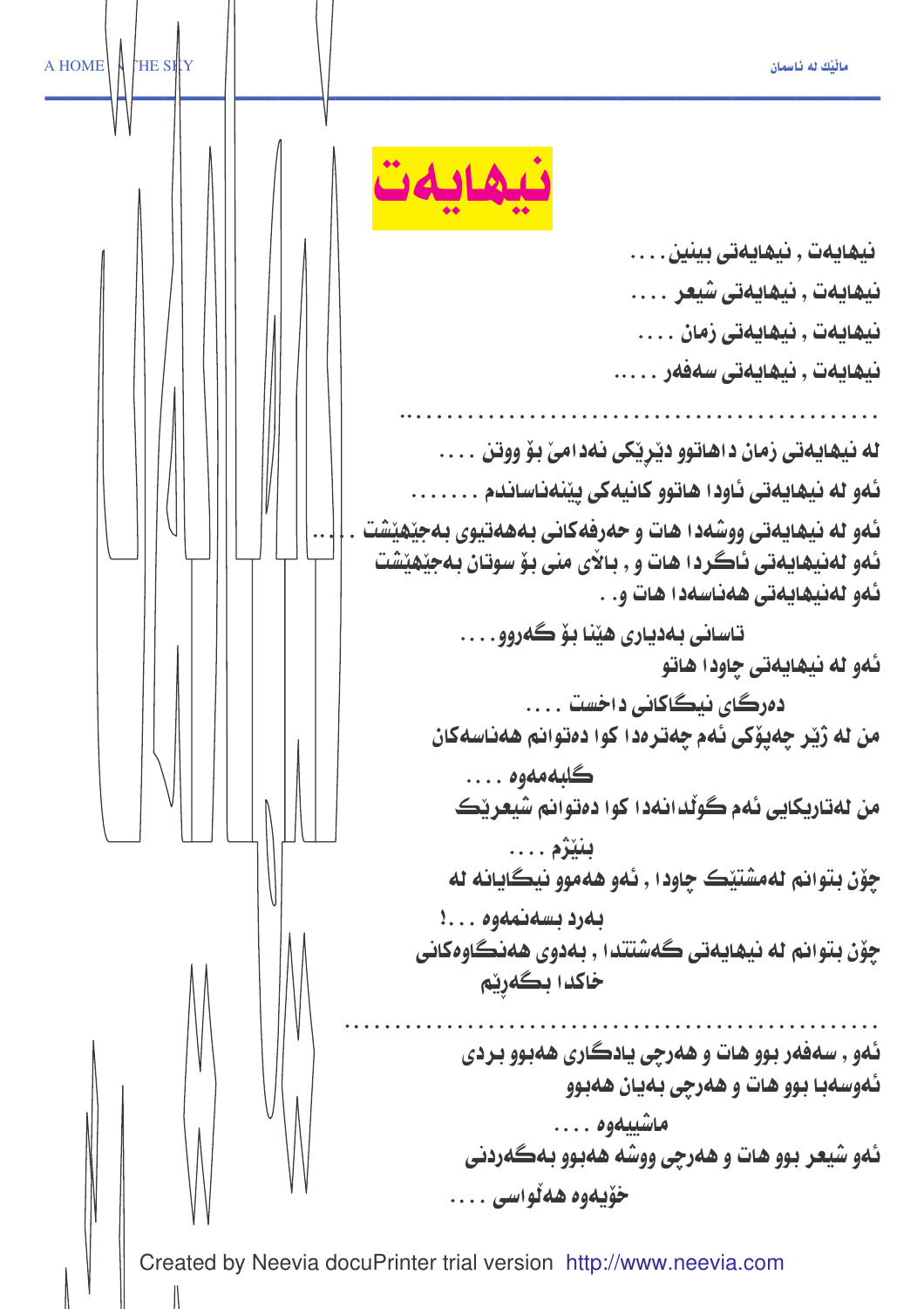# نیهایەت

نیهایەت , نیهایەتی بینین ....

نیهایەت , نیهایەتی شیعر ....

نیهایەت , نیهایەتی زمان ....

نیهایەت , نیهایەتی سەفەر .....

...............................................

لە نیهایەتی زمان داهاتوو دێرێکی نەدامێ بۆ ووتن ....

ئەو لە نیهایەتی ئاودا هاتوو کانیەکی پێنەناساندم .......

ئەو لە نیهایەتی ووشەدا هات و حەرفەکانی بەهەتیوی بەجێهێشت .....

ئەو لەنیهایەتی ئاگردا هات و , باڵای منی بۆ سوتان بەجێهێشت

ئەو لەنیهایەتی هەناسەدا هات و . .

تاسانی بەدیاری هێنا بۆ گەروو....

ئەو لە نیهایەتی چاودا هاتو

دەرگای نیگاکانی داخست ....

من لە ژێر چەپۆکی ئەم چەترەدا کوا دەتوانم هەناسەکان

گلبەمەوە ....

من لەتاریکایی ئەم گوڵدانەدا کوا دەتوانم شیعرێک

بنێژم ....

چۆن بتوانم لەمشتێک چاودا , ئەو هەموو نیگایانە لە

بەرد بسەنمەوە ...!

چۆن بتوانم لە نیهایەتی گەشتندا , بەدوی هەنگاوەکانی

خاکدا بگەڕێم

...................................................

ئەو , سەفەر بوو هات و هەرچی یادگاری هەبوو بردی

ئەوسەبا بوو هات و هەرچی بەیان هەبوو

ماشییەوە ....

ئەو شیعر بوو هات و هەرچی ووشە هەبوو بەگەردنی

خۆیەوە هەڵواسی ....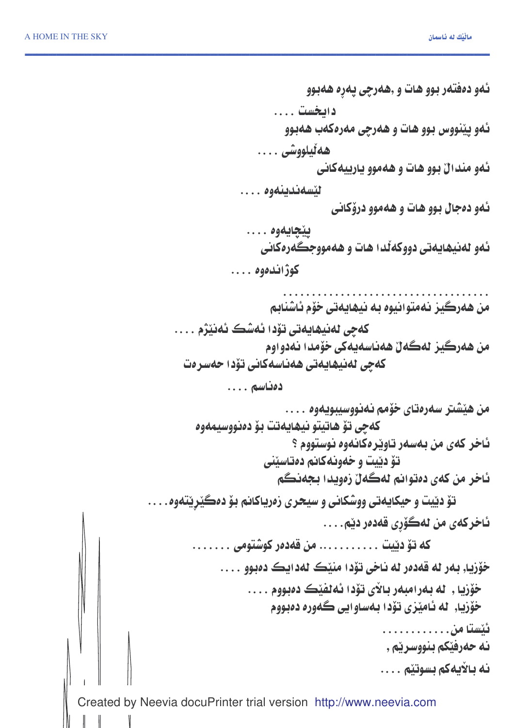ئەو دەفتەر بوو هات و ,هەرچی پەڕە هەبوو

دایخست ....

ئەو پێنووس بوو هات و هەرچی مەرەکەب هەبوو

هەڵیلووشی ....

ئەو مندالّ بوو هات و هەموو یارییەکانی

لێسەندینەوە ....

ئەو دەجال بوو هات و هەموو درۆکانی

پێچایەوە ....

ئەو لەنیهایەتی دووکەڵدا هات و هەمووجگەرەکانی

کوژاندەوە ....

.....................................

من هەرگیز نەمتوانیوە بە نیهایەتی خۆم ئاشنابم

کەچی لەنیهایەتی تۆدا ئەشک ئەنێژم ....

من هەرگیز لەگەڵ هەناسەیەکی خۆمدا نەدواوم

کەچی لەنیهایەتی هەناسەکانی تۆدا حەسرەت

دەناسم ....

من هێشتر سەرەتای خۆمم نەنووسیبویەوە ....

کەچی تۆ هاتیتو نیهایەتت بۆ دەنووسیمەوە

ئاخر کەی من بەسەر تاوێرەکانەوە نوستووم ؟

تۆ دێیت و خەونەکانم دەتاسێنی

ئاخر من کەی دەتوانم لەگەڵ زەویدا بجەنگم

تۆ دێیت و حیکایەتی ووشکانی و سیحری زەریاکانم بۆ دەگێڕێتەوە....

ئاخرکەی من لەگۆڕی قەدەر دێم....

کە تۆ دێییت ........... من قەدەر کوشتومی .......

خۆزیا, بەر لە قەدەر لە ناخی تۆدا منێک لەدایک دەبوو ....

خۆزیا , لە بەرامبەر بالآی تۆدا ئەلفێک دەبووم ....

خۆزیا, لە ئامێزی تۆدا بەساوایی گەورە دەبووم

ئێستا من............

نە حەرفێکم بنووسرێم ,

نە بالآیەکم بسوتێم ....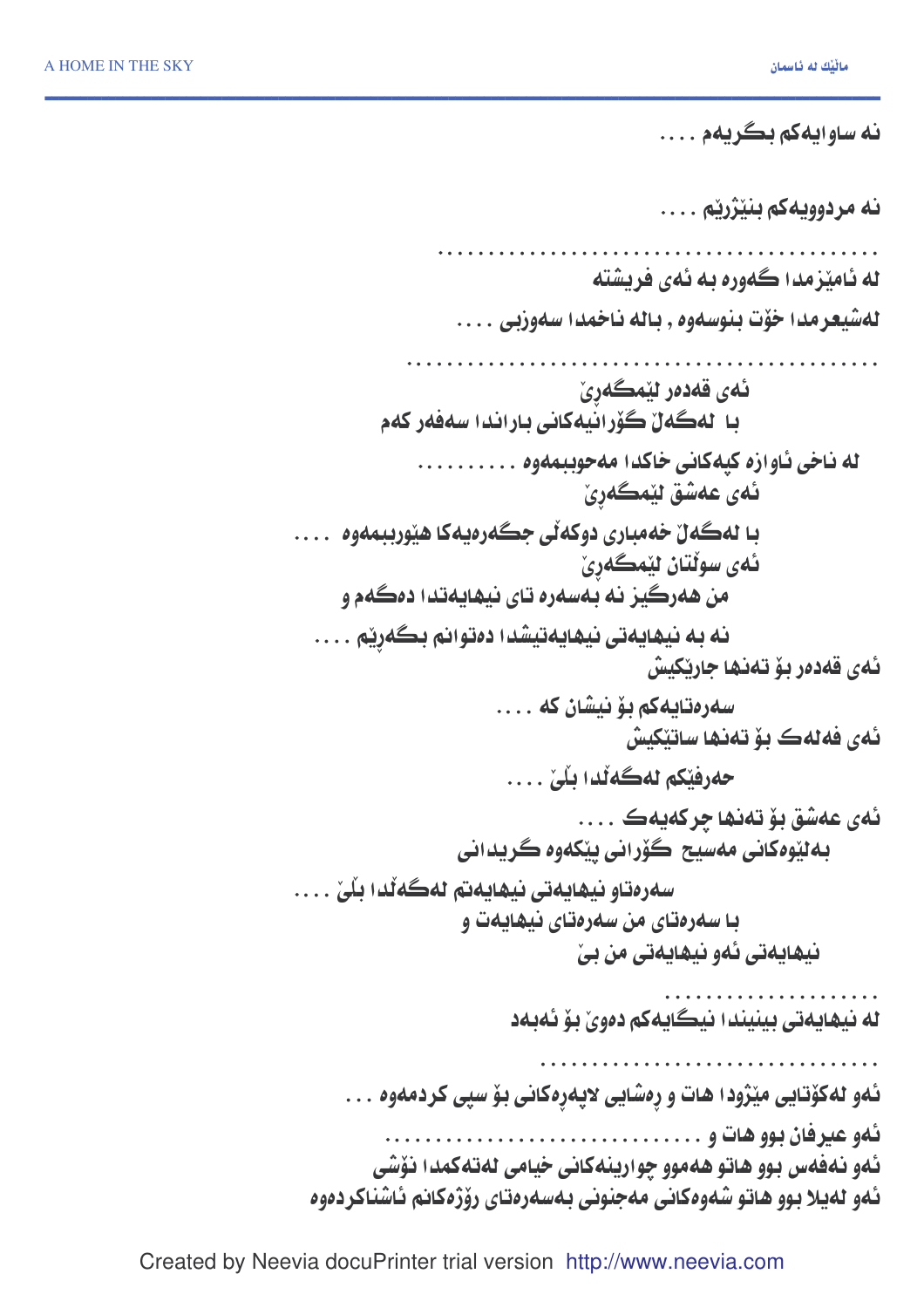نه ساوایەکم بگریەم ....

نه مردوویەکم بنێژرێم ....

..........................................

له ئامێزمدا گەوره بە ئەی فریشته

لەشیعرمدا خۆت بنوسەوه , باله ناخمدا سەوزبی ....

...............................................

ئەی قەدەر لێمگەڕێ

با لەگەڵ گۆرانیەکانی باراندا سەفەر کەم

له ناخی ئاوازە کپەکانی خاکدا مەحوببمەوه ..........

ئەی عەشق لێمگەڕێ

با لەگەڵ خەمباری دوکەڵی جگەرەیەکا هێوربمەوه ....

ئەی سوڵتان لێمگەڕێ

من هەرگیز نه بەسەره تای نیهایەتدا دەگەم و

نه بە نیهایەتی نیهایەتیشدا دەتوانم بگەڕێم ....

ئەی قەدەر بۆ تەنها جارێکیش

سەرەتایەکم بۆ نیشان که ....

ئەی فەلەک بۆ تەنها ساتێکیش

حەرفێکم لەگەڵدا بلێ ....

ئەی عەشق بۆ تەنها چرکەیەک ....

بەلێوەکانی مەسیح گۆرانی پێکەوه گریدانی

سەرەتاو نیهایەتی نیهایەتم لەگەڵدا بلێ ....

با سەرەتای من سەرەتای نیهایەت و

نیهایەتی ئەو نیهایەتی من بێ

......................

له نیهایەتی بینیندا نیگایەکم دەوێ بۆ ئەبەد

..................................

ئەو لەکۆتایی مێژودا هات و ڕەشایی لاپەڕەکانی بۆ سپی کردمەوه ...

ئەو عیرفان بوو هات و ...............................

ئەو نەفەس بوو هاتو هەموو چوارینەکانی خیامی لەتەکمدا نۆشی

ئەو لەیلا بوو هاتو شەوەکانی مەجنونی بەسەرەتای رۆژەکانم ئاشناکردەوه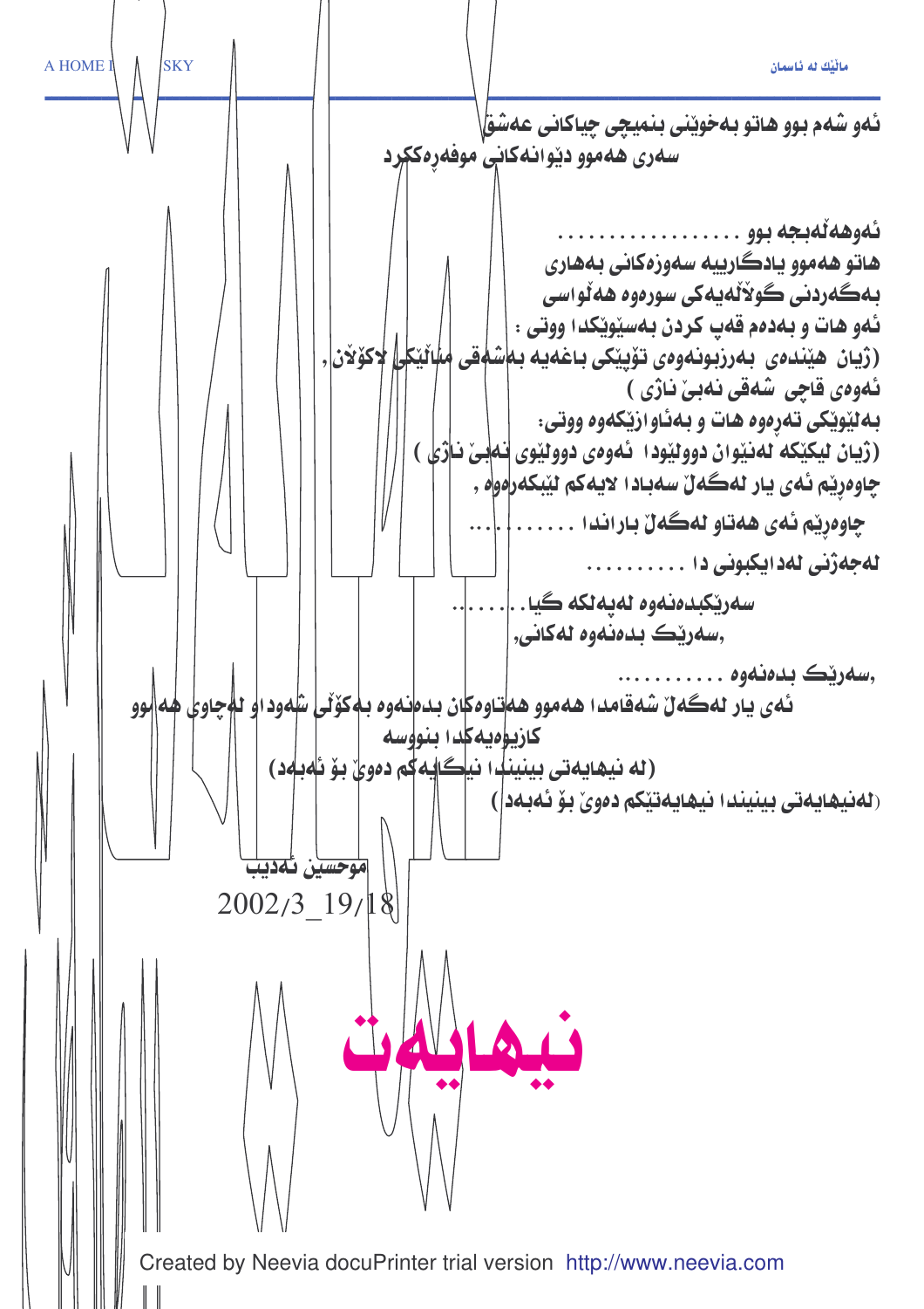ئەو شەم بوو هاتو بەخوێنی بنمیچی چیاکانی عەشق
سەری هەموو دیوانەکانی موفەڕەککرد

ئەوهەڵەبجە بوو ..................
هاتو هەموو یادگارییە سەوزەکانی بەهاری
بەگەردنی گوڵاڵەیەکی سورەوە هەڵواسی
ئەو هات و بەدەم قەپ کردن بەسێوێکدا ووتی :
(ژیان هێندەی بەرزبونەوەی تۆپێکی باغەیە بەشەقی منداڵێکی لاکۆڵان ,
ئەوەی قاچی شەقی نەبێ ناژی )
بەلێوێکی تەڕەوە هات و بەئاوازێکەوە ووتی:
(ژیان لیکێکە لەنێوان دوولێودا ئەوەی دوولێوی نەبێ ناژی )
چاوەڕێم ئەی یار لەگەڵ سەبادا لایەکم لێبکەرەوە ,
چاوەڕێم ئەی هەتاو لەگەڵ باراندا ............
لەجەژنی لەدایکبونی دا ...........
سەرێکبدەنەوە لەپەلکە گیا.........
,سەرێک بدەنەوە لەکانی
,سەرێک بدەنەوە ...........
ئەی یار لەگەڵ شەقامدا هەموو هەتاوەکان بدەنەوە بەکۆڵی شەودا و لەچاوی هەڵوو
کازیوەیەکدا بنووسە
(لە نیهایەتی بینیندا نیگایەکم دەوێ بۆ ئەبەد)
(لەنیهایەتی بینیندا نیهایەتێکم دەوێ بۆ ئەبەد)

موحسین ئەدیب
2002/3_19/18

# نیهایەت